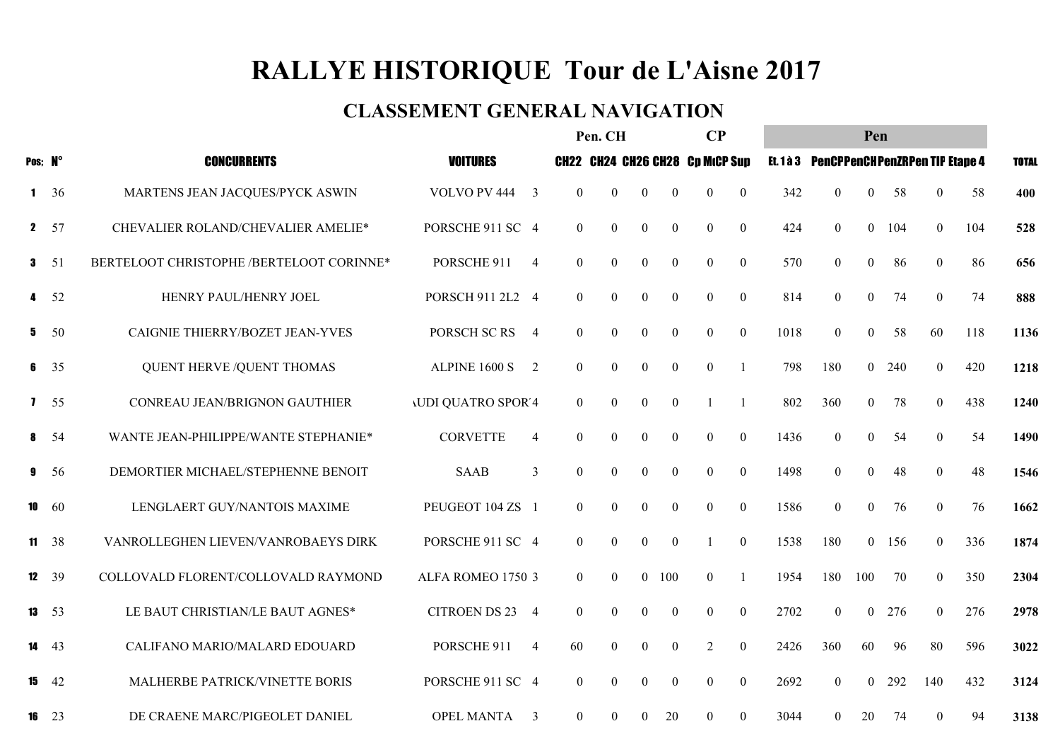# RALLYE HISTORIQUE Tour de L'Aisne 2017

## CLASSEMENT GENERAL NAVIGATION

| Pos; | N° | CONCURRENTS | VOITURES | | Pen. CH | | | | CP | | Pen | | | | | | TOTAL |
|---|---|---|---|---|---|---|---|---|---|---|---|---|---|---|---|---|---|
| | | | | | CH22 | CH24 | CH26 | CH28 | Cp M | CP Sup | Et. 1 à 3 | PenCP | PenCH | PenZR | Pen TIP | Etape 4 | |
| 1 | 36 | MARTENS JEAN JACQUES/PYCK ASWIN | VOLVO PV 444 | 3 | 0 | 0 | 0 | 0 | 0 | 0 | 342 | 0 | 0 | 58 | 0 | 58 | 400 |
| 2 | 57 | CHEVALIER ROLAND/CHEVALIER AMELIE* | PORSCHE 911 SC | 4 | 0 | 0 | 0 | 0 | 0 | 0 | 424 | 0 | 0 | 104 | 0 | 104 | 528 |
| 3 | 51 | BERTELOOT CHRISTOPHE /BERTELOOT CORINNE* | PORSCHE 911 | 4 | 0 | 0 | 0 | 0 | 0 | 0 | 570 | 0 | 0 | 86 | 0 | 86 | 656 |
| 4 | 52 | HENRY PAUL/HENRY JOEL | PORSCH 911 2L2 | 4 | 0 | 0 | 0 | 0 | 0 | 0 | 814 | 0 | 0 | 74 | 0 | 74 | 888 |
| 5 | 50 | CAIGNIE THIERRY/BOZET JEAN-YVES | PORSCH SC RS | 4 | 0 | 0 | 0 | 0 | 0 | 0 | 1018 | 0 | 0 | 58 | 60 | 118 | 1136 |
| 6 | 35 | QUENT HERVE /QUENT THOMAS | ALPINE 1600 S | 2 | 0 | 0 | 0 | 0 | 0 | 1 | 798 | 180 | 0 | 240 | 0 | 420 | 1218 |
| 7 | 55 | CONREAU JEAN/BRIGNON GAUTHIER | AUDI QUATRO SPORT | 4 | 0 | 0 | 0 | 0 | 1 | 1 | 802 | 360 | 0 | 78 | 0 | 438 | 1240 |
| 8 | 54 | WANTE JEAN-PHILIPPE/WANTE STEPHANIE* | CORVETTE | 4 | 0 | 0 | 0 | 0 | 0 | 0 | 1436 | 0 | 0 | 54 | 0 | 54 | 1490 |
| 9 | 56 | DEMORTIER MICHAEL/STEPHENNE BENOIT | SAAB | 3 | 0 | 0 | 0 | 0 | 0 | 0 | 1498 | 0 | 0 | 48 | 0 | 48 | 1546 |
| 10 | 60 | LENGLAERT GUY/NANTOIS MAXIME | PEUGEOT 104 ZS | 1 | 0 | 0 | 0 | 0 | 0 | 0 | 1586 | 0 | 0 | 76 | 0 | 76 | 1662 |
| 11 | 38 | VANROLLEGHEN LIEVEN/VANROBAEYS DIRK | PORSCHE 911 SC | 4 | 0 | 0 | 0 | 0 | 1 | 0 | 1538 | 180 | 0 | 156 | 0 | 336 | 1874 |
| 12 | 39 | COLLOVALD FLORENT/COLLOVALD RAYMOND | ALFA ROMEO 1750 | 3 | 0 | 0 | 0 | 100 | 0 | 1 | 1954 | 180 | 100 | 70 | 0 | 350 | 2304 |
| 13 | 53 | LE BAUT CHRISTIAN/LE BAUT AGNES* | CITROEN DS 23 | 4 | 0 | 0 | 0 | 0 | 0 | 0 | 2702 | 0 | 0 | 276 | 0 | 276 | 2978 |
| 14 | 43 | CALIFANO MARIO/MALARD EDOUARD | PORSCHE 911 | 4 | 60 | 0 | 0 | 0 | 2 | 0 | 2426 | 360 | 60 | 96 | 80 | 596 | 3022 |
| 15 | 42 | MALHERBE PATRICK/VINETTE BORIS | PORSCHE 911 SC | 4 | 0 | 0 | 0 | 0 | 0 | 0 | 2692 | 0 | 0 | 292 | 140 | 432 | 3124 |
| 16 | 23 | DE CRAENE MARC/PIGEOLET DANIEL | OPEL MANTA | 3 | 0 | 0 | 0 | 20 | 0 | 0 | 3044 | 0 | 20 | 74 | 0 | 94 | 3138 |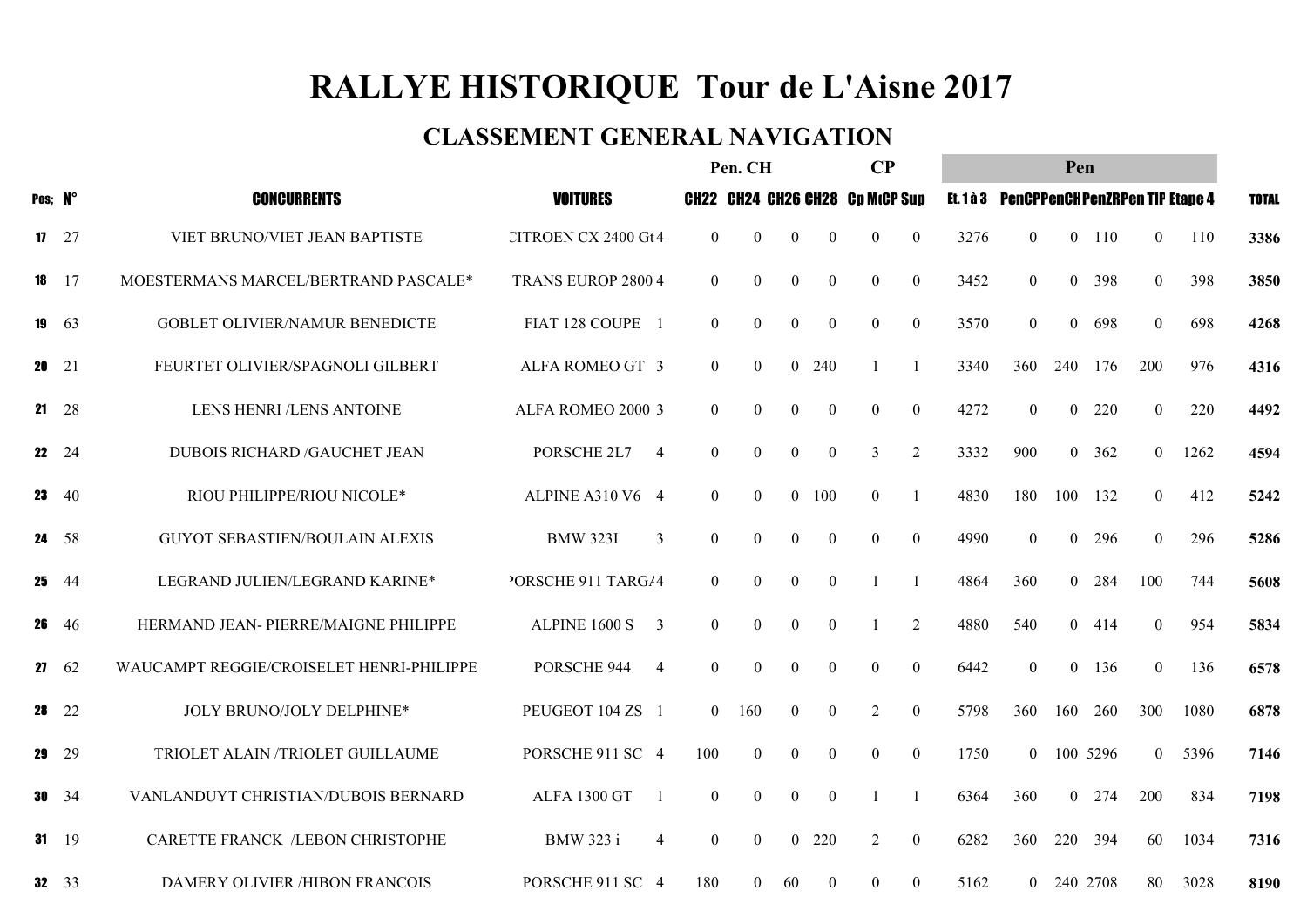# RALLYE HISTORIQUE Tour de L'Aisne 2017

## CLASSEMENT GENERAL NAVIGATION

| | | | | | Pen. CH | | | | CP | | Pen | | | | | | |
|---|---|---|---|---|---|---|---|---|---|---|---|---|---|---|---|---|---|
| Pos; | N° | CONCURRENTS | VOITURES | | CH22 | CH24 | CH26 | CH28 | Cp M | CP Sup | Et. 1 à 3 | PenCP | PenCH | PenZR | Pen TIF | Etape 4 | TOTAL |
| 17 | 27 | VIET BRUNO/VIET JEAN BAPTISTE | CITROEN CX 2400 Gt | 4 | 0 | 0 | 0 | 0 | 0 | 0 | 3276 | 0 | 0 | 110 | 0 | 110 | 3386 |
| 18 | 17 | MOESTERMANS MARCEL/BERTRAND PASCALE* | TRANS EUROP 2800 | 4 | 0 | 0 | 0 | 0 | 0 | 0 | 3452 | 0 | 0 | 398 | 0 | 398 | 3850 |
| 19 | 63 | GOBLET OLIVIER/NAMUR BENEDICTE | FIAT 128 COUPE | 1 | 0 | 0 | 0 | 0 | 0 | 0 | 3570 | 0 | 0 | 698 | 0 | 698 | 4268 |
| 20 | 21 | FEURTET OLIVIER/SPAGNOLI GILBERT | ALFA ROMEO GT | 3 | 0 | 0 | 0 | 240 | 1 | 1 | 3340 | 360 | 240 | 176 | 200 | 976 | 4316 |
| 21 | 28 | LENS HENRI /LENS ANTOINE | ALFA ROMEO 2000 | 3 | 0 | 0 | 0 | 0 | 0 | 0 | 4272 | 0 | 0 | 220 | 0 | 220 | 4492 |
| 22 | 24 | DUBOIS RICHARD /GAUCHET JEAN | PORSCHE 2L7 | 4 | 0 | 0 | 0 | 0 | 3 | 2 | 3332 | 900 | 0 | 362 | 0 | 1262 | 4594 |
| 23 | 40 | RIOU PHILIPPE/RIOU NICOLE* | ALPINE A310 V6 | 4 | 0 | 0 | 0 | 100 | 0 | 1 | 4830 | 180 | 100 | 132 | 0 | 412 | 5242 |
| 24 | 58 | GUYOT SEBASTIEN/BOULAIN ALEXIS | BMW 323I | 3 | 0 | 0 | 0 | 0 | 0 | 0 | 4990 | 0 | 0 | 296 | 0 | 296 | 5286 |
| 25 | 44 | LEGRAND JULIEN/LEGRAND KARINE* | PORSCHE 911 TARGA | 4 | 0 | 0 | 0 | 0 | 1 | 1 | 4864 | 360 | 0 | 284 | 100 | 744 | 5608 |
| 26 | 46 | HERMAND JEAN- PIERRE/MAIGNE PHILIPPE | ALPINE 1600 S | 3 | 0 | 0 | 0 | 0 | 1 | 2 | 4880 | 540 | 0 | 414 | 0 | 954 | 5834 |
| 27 | 62 | WAUCAMPT REGGIE/CROISELET HENRI-PHILIPPE | PORSCHE 944 | 4 | 0 | 0 | 0 | 0 | 0 | 0 | 6442 | 0 | 0 | 136 | 0 | 136 | 6578 |
| 28 | 22 | JOLY BRUNO/JOLY DELPHINE* | PEUGEOT 104 ZS | 1 | 0 | 160 | 0 | 0 | 2 | 0 | 5798 | 360 | 160 | 260 | 300 | 1080 | 6878 |
| 29 | 29 | TRIOLET ALAIN /TRIOLET GUILLAUME | PORSCHE 911 SC | 4 | 100 | 0 | 0 | 0 | 0 | 0 | 1750 | 0 | 100 | 5296 | 0 | 5396 | 7146 |
| 30 | 34 | VANLANDUYT CHRISTIAN/DUBOIS BERNARD | ALFA 1300 GT | 1 | 0 | 0 | 0 | 0 | 1 | 1 | 6364 | 360 | 0 | 274 | 200 | 834 | 7198 |
| 31 | 19 | CARETTE FRANCK /LEBON CHRISTOPHE | BMW 323 i | 4 | 0 | 0 | 0 | 220 | 2 | 0 | 6282 | 360 | 220 | 394 | 60 | 1034 | 7316 |
| 32 | 33 | DAMERY OLIVIER /HIBON FRANCOIS | PORSCHE 911 SC | 4 | 180 | 0 | 60 | 0 | 0 | 0 | 5162 | 0 | 240 | 2708 | 80 | 3028 | 8190 |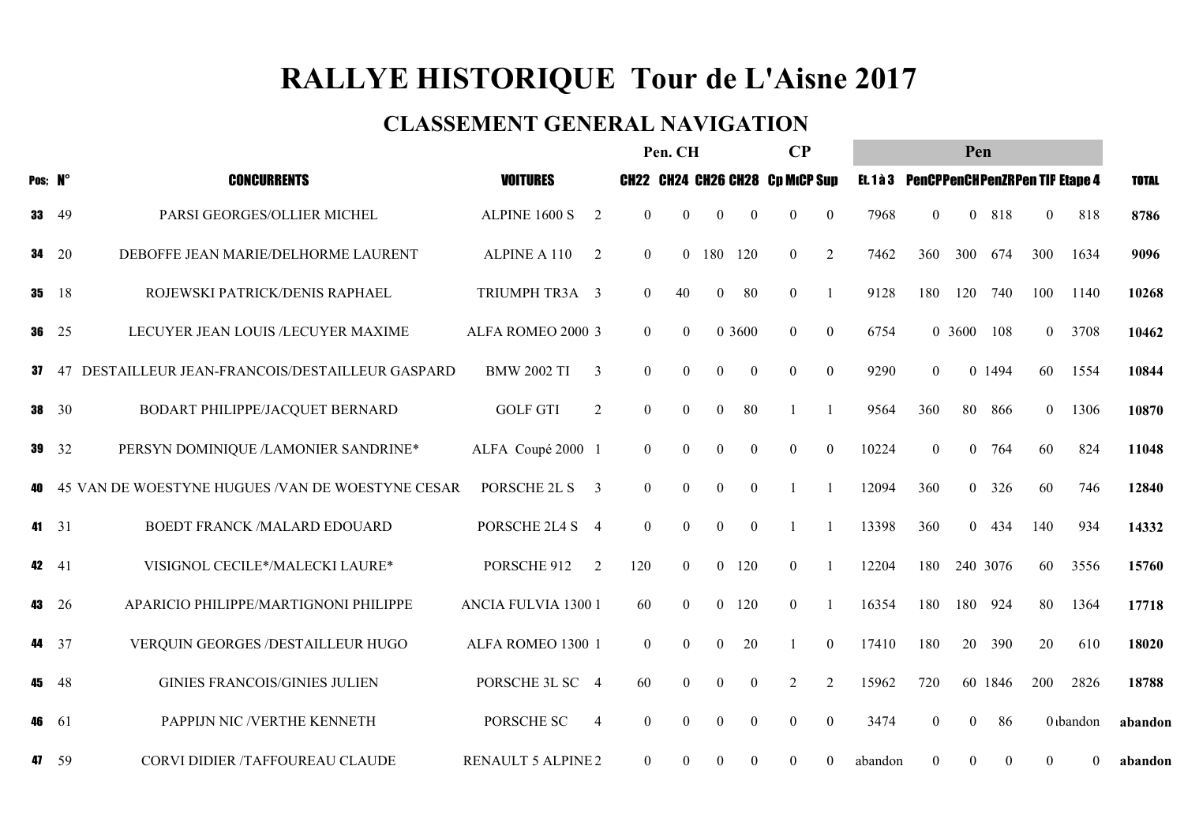# RALLYE HISTORIQUE Tour de L'Aisne 2017

## CLASSEMENT GENERAL NAVIGATION

| | | | | | Pen. CH | | | | CP | | Pen | | | | | | |
|---|---|---|---|---|---|---|---|---|---|---|---|---|---|---|---|---|---|
| Pos: | N° | CONCURRENTS | VOITURES | | CH22 | CH24 | CH26 | CH28 | Cp Ma | CP Sup | Et. 1 à 3 | PenCP | PenCH | PenZR | Pen TIP | Etape 4 | TOTAL |
| 33 | 49 | PARSI GEORGES/OLLIER MICHEL | ALPINE 1600 S | 2 | 0 | 0 | 0 | 0 | 0 | 0 | 7968 | 0 | 0 | 818 | 0 | 818 | 8786 |
| 34 | 20 | DEBOFFE JEAN MARIE/DELHORME LAURENT | ALPINE A 110 | 2 | 0 | 0 | 180 | 120 | 0 | 2 | 7462 | 360 | 300 | 674 | 300 | 1634 | 9096 |
| 35 | 18 | ROJEWSKI PATRICK/DENIS RAPHAEL | TRIUMPH TR3A | 3 | 0 | 40 | 0 | 80 | 0 | 1 | 9128 | 180 | 120 | 740 | 100 | 1140 | 10268 |
| 36 | 25 | LECUYER JEAN LOUIS /LECUYER MAXIME | ALFA ROMEO 2000 | 3 | 0 | 0 | 0 | 3600 | 0 | 0 | 6754 | 0 | 3600 | 108 | 0 | 3708 | 10462 |
| 37 | 47 | DESTAILLEUR JEAN-FRANCOIS/DESTAILLEUR GASPARD | BMW 2002 TI | 3 | 0 | 0 | 0 | 0 | 0 | 0 | 9290 | 0 | 0 | 1494 | 60 | 1554 | 10844 |
| 38 | 30 | BODART PHILIPPE/JACQUET BERNARD | GOLF GTI | 2 | 0 | 0 | 0 | 80 | 1 | 1 | 9564 | 360 | 80 | 866 | 0 | 1306 | 10870 |
| 39 | 32 | PERSYN DOMINIQUE /LAMONIER SANDRINE* | ALFA Coupé 2000 | 1 | 0 | 0 | 0 | 0 | 0 | 0 | 10224 | 0 | 0 | 764 | 60 | 824 | 11048 |
| 40 | 45 | VAN DE WOESTYNE HUGUES /VAN DE WOESTYNE CESAR | PORSCHE 2L S | 3 | 0 | 0 | 0 | 0 | 1 | 1 | 12094 | 360 | 0 | 326 | 60 | 746 | 12840 |
| 41 | 31 | BOEDT FRANCK /MALARD EDOUARD | PORSCHE 2L4 S | 4 | 0 | 0 | 0 | 0 | 1 | 1 | 13398 | 360 | 0 | 434 | 140 | 934 | 14332 |
| 42 | 41 | VISIGNOL CECILE*/MALECKI LAURE* | PORSCHE 912 | 2 | 120 | 0 | 0 | 120 | 0 | 1 | 12204 | 180 | 240 | 3076 | 60 | 3556 | 15760 |
| 43 | 26 | APARICIO PHILIPPE/MARTIGNONI PHILIPPE | ANCIA FULVIA 1300 | 1 | 60 | 0 | 0 | 120 | 0 | 1 | 16354 | 180 | 180 | 924 | 80 | 1364 | 17718 |
| 44 | 37 | VERQUIN GEORGES /DESTAILLEUR HUGO | ALFA ROMEO 1300 | 1 | 0 | 0 | 0 | 20 | 1 | 0 | 17410 | 180 | 20 | 390 | 20 | 610 | 18020 |
| 45 | 48 | GINIES FRANCOIS/GINIES JULIEN | PORSCHE 3L SC | 4 | 60 | 0 | 0 | 0 | 2 | 2 | 15962 | 720 | 60 | 1846 | 200 | 2826 | 18788 |
| 46 | 61 | PAPPIJN NIC /VERTHE KENNETH | PORSCHE SC | 4 | 0 | 0 | 0 | 0 | 0 | 0 | 3474 | 0 | 0 | 86 | 0 | abandon | abandon |
| 47 | 59 | CORVI DIDIER /TAFFOUREAU CLAUDE | RENAULT 5 ALPINE | 2 | 0 | 0 | 0 | 0 | 0 | 0 | abandon | 0 | 0 | 0 | 0 | 0 | abandon |